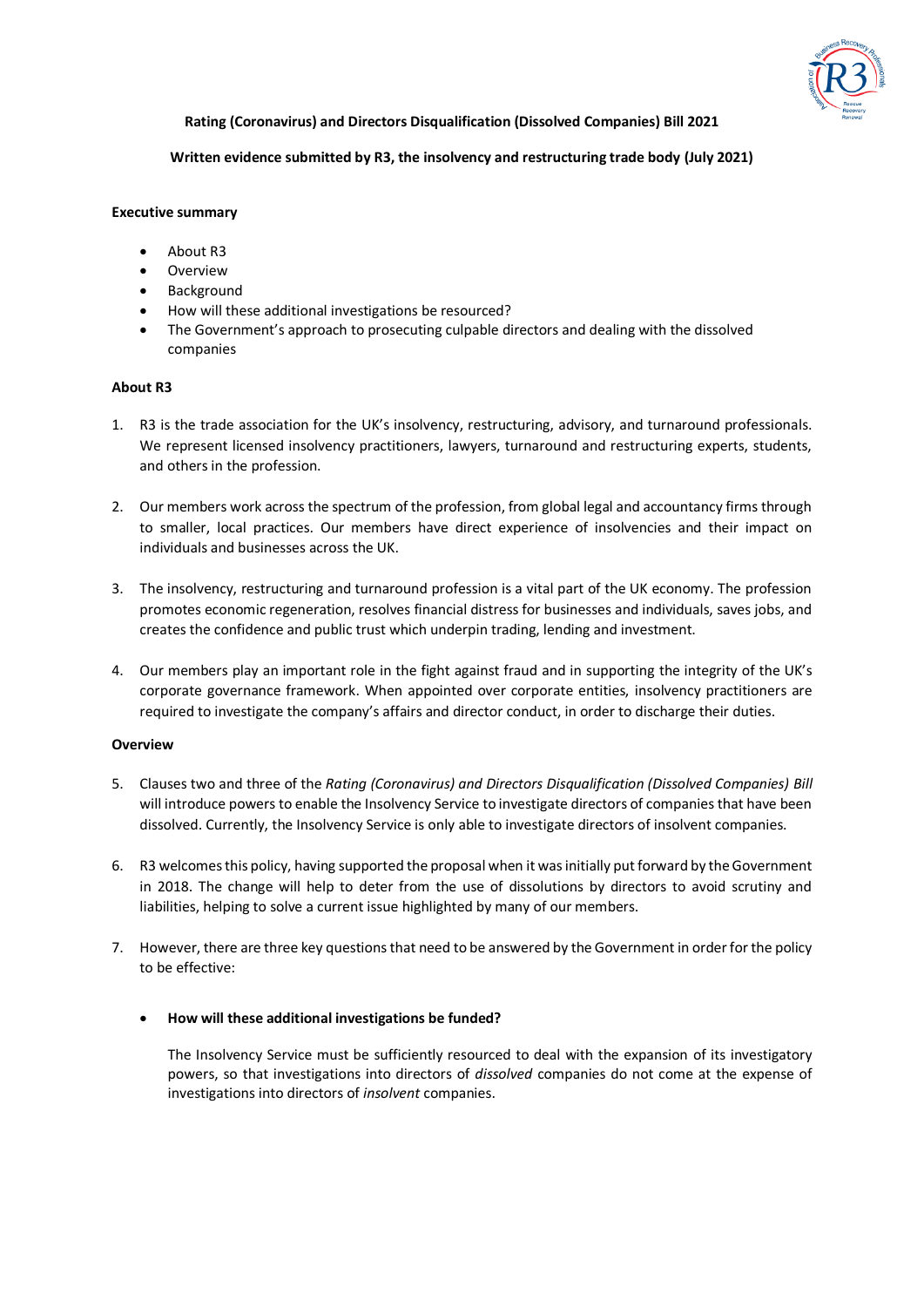**Rating (Coronavirus) and Directors Disqualification (Dissolved Companies) Bill 2021**

**Written evidence submitted by R3, the insolvency and restructuring trade body (July 2021)**

**Executive summary**

- About R3
- Overview
- Background
- How will these additional investigations be resourced?
- The Government's approach to prosecuting culpable directors and dealing with the dissolved companies

**About R3**

1. R3 is the trade association for the UK's insolvency, restructuring, advisory, and turnaround professionals. We represent licensed insolvency practitioners, lawyers, turnaround and restructuring experts, students, and others in the profession.

2. Our members work across the spectrum of the profession, from global legal and accountancy firms through to smaller, local practices. Our members have direct experience of insolvencies and their impact on individuals and businesses across the UK.

3. The insolvency, restructuring and turnaround profession is a vital part of the UK economy. The profession promotes economic regeneration, resolves financial distress for businesses and individuals, saves jobs, and creates the confidence and public trust which underpin trading, lending and investment.

4. Our members play an important role in the fight against fraud and in supporting the integrity of the UK's corporate governance framework. When appointed over corporate entities, insolvency practitioners are required to investigate the company's affairs and director conduct, in order to discharge their duties.

**Overview**

5. Clauses two and three of the *Rating (Coronavirus) and Directors Disqualification (Dissolved Companies) Bill* will introduce powers to enable the Insolvency Service to investigate directors of companies that have been dissolved. Currently, the Insolvency Service is only able to investigate directors of insolvent companies.

6. R3 welcomes this policy, having supported the proposal when it was initially put forward by the Government in 2018. The change will help to deter from the use of dissolutions by directors to avoid scrutiny and liabilities, helping to solve a current issue highlighted by many of our members.

7. However, there are three key questions that need to be answered by the Government in order for the policy to be effective:

   - **How will these additional investigations be funded?**

     The Insolvency Service must be sufficiently resourced to deal with the expansion of its investigatory powers, so that investigations into directors of *dissolved* companies do not come at the expense of investigations into directors of *insolvent* companies.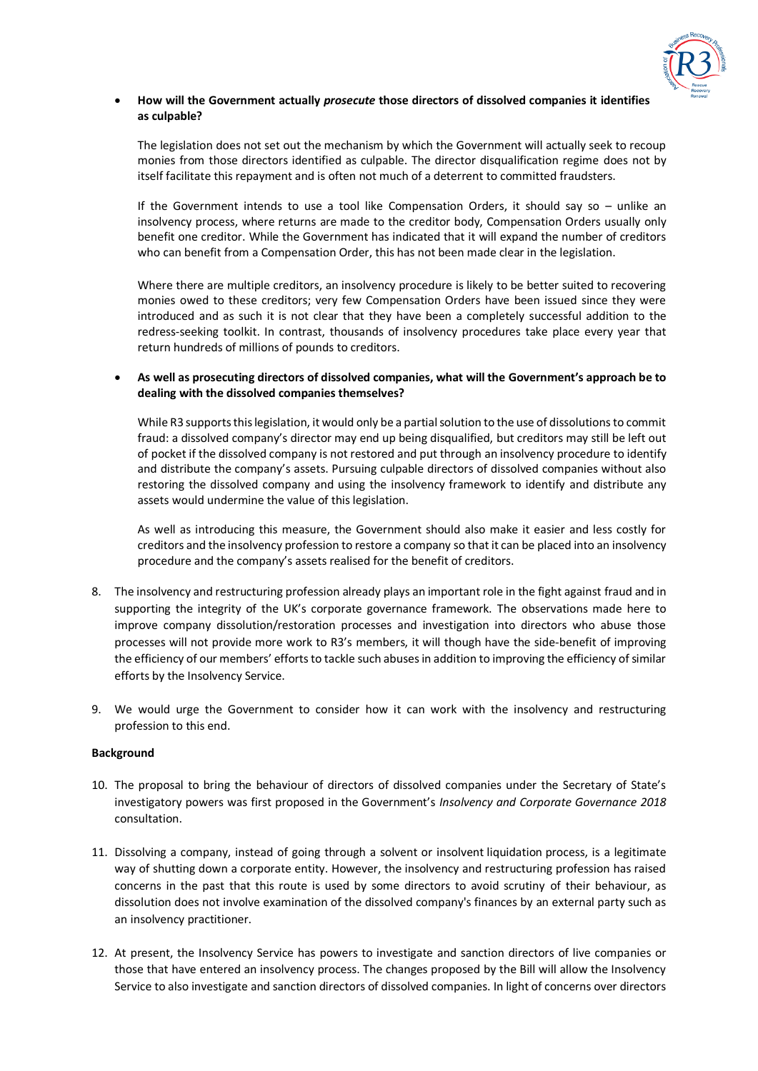- **How will the Government actually *prosecute* those directors of dissolved companies it identifies as culpable?**

  The legislation does not set out the mechanism by which the Government will actually seek to recoup monies from those directors identified as culpable. The director disqualification regime does not by itself facilitate this repayment and is often not much of a deterrent to committed fraudsters.

  If the Government intends to use a tool like Compensation Orders, it should say so – unlike an insolvency process, where returns are made to the creditor body, Compensation Orders usually only benefit one creditor. While the Government has indicated that it will expand the number of creditors who can benefit from a Compensation Order, this has not been made clear in the legislation.

  Where there are multiple creditors, an insolvency procedure is likely to be better suited to recovering monies owed to these creditors; very few Compensation Orders have been issued since they were introduced and as such it is not clear that they have been a completely successful addition to the redress-seeking toolkit. In contrast, thousands of insolvency procedures take place every year that return hundreds of millions of pounds to creditors.

- **As well as prosecuting directors of dissolved companies, what will the Government's approach be to dealing with the dissolved companies themselves?**

  While R3 supports this legislation, it would only be a partial solution to the use of dissolutions to commit fraud: a dissolved company's director may end up being disqualified, but creditors may still be left out of pocket if the dissolved company is not restored and put through an insolvency procedure to identify and distribute the company's assets. Pursuing culpable directors of dissolved companies without also restoring the dissolved company and using the insolvency framework to identify and distribute any assets would undermine the value of this legislation.

  As well as introducing this measure, the Government should also make it easier and less costly for creditors and the insolvency profession to restore a company so that it can be placed into an insolvency procedure and the company's assets realised for the benefit of creditors.

8. The insolvency and restructuring profession already plays an important role in the fight against fraud and in supporting the integrity of the UK's corporate governance framework. The observations made here to improve company dissolution/restoration processes and investigation into directors who abuse those processes will not provide more work to R3's members, it will though have the side-benefit of improving the efficiency of our members' efforts to tackle such abuses in addition to improving the efficiency of similar efforts by the Insolvency Service.

9. We would urge the Government to consider how it can work with the insolvency and restructuring profession to this end.

**Background**

10. The proposal to bring the behaviour of directors of dissolved companies under the Secretary of State's investigatory powers was first proposed in the Government's *Insolvency and Corporate Governance 2018* consultation.

11. Dissolving a company, instead of going through a solvent or insolvent liquidation process, is a legitimate way of shutting down a corporate entity. However, the insolvency and restructuring profession has raised concerns in the past that this route is used by some directors to avoid scrutiny of their behaviour, as dissolution does not involve examination of the dissolved company's finances by an external party such as an insolvency practitioner.

12. At present, the Insolvency Service has powers to investigate and sanction directors of live companies or those that have entered an insolvency process. The changes proposed by the Bill will allow the Insolvency Service to also investigate and sanction directors of dissolved companies. In light of concerns over directors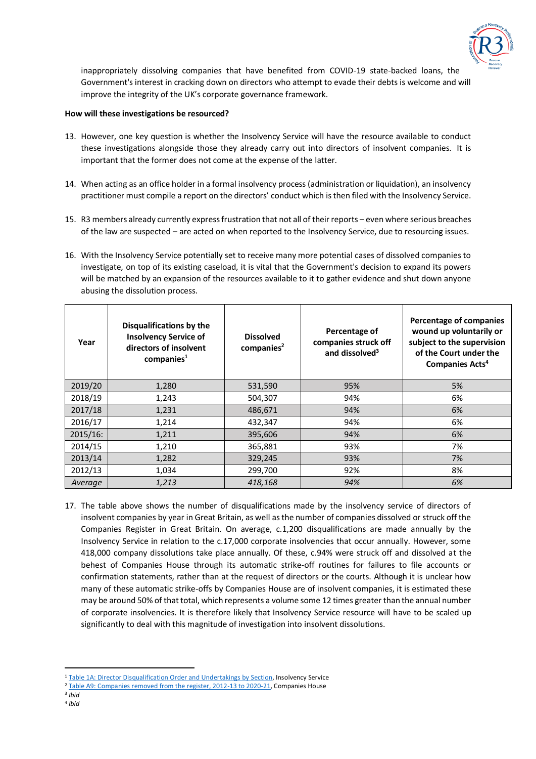inappropriately dissolving companies that have benefited from COVID-19 state-backed loans, the Government's interest in cracking down on directors who attempt to evade their debts is welcome and will improve the integrity of the UK's corporate governance framework.

**How will these investigations be resourced?**

13. However, one key question is whether the Insolvency Service will have the resource available to conduct these investigations alongside those they already carry out into directors of insolvent companies. It is important that the former does not come at the expense of the latter.

14. When acting as an office holder in a formal insolvency process (administration or liquidation), an insolvency practitioner must compile a report on the directors' conduct which is then filed with the Insolvency Service.

15. R3 members already currently express frustration that not all of their reports – even where serious breaches of the law are suspected – are acted on when reported to the Insolvency Service, due to resourcing issues.

16. With the Insolvency Service potentially set to receive many more potential cases of dissolved companies to investigate, on top of its existing caseload, it is vital that the Government's decision to expand its powers will be matched by an expansion of the resources available to it to gather evidence and shut down anyone abusing the dissolution process.

| Year | Disqualifications by the Insolvency Service of directors of insolvent companies[1] | Dissolved companies[2] | Percentage of companies struck off and dissolved[3] | Percentage of companies wound up voluntarily or subject to the supervision of the Court under the Companies Acts[4] |
|---|---|---|---|---|
| 2019/20 | 1,280 | 531,590 | 95% | 5% |
| 2018/19 | 1,243 | 504,307 | 94% | 6% |
| 2017/18 | 1,231 | 486,671 | 94% | 6% |
| 2016/17 | 1,214 | 432,347 | 94% | 6% |
| 2015/16: | 1,211 | 395,606 | 94% | 6% |
| 2014/15 | 1,210 | 365,881 | 93% | 7% |
| 2013/14 | 1,282 | 329,245 | 93% | 7% |
| 2012/13 | 1,034 | 299,700 | 92% | 8% |
| *Average* | *1,213* | *418,168* | *94%* | *6%* |

17. The table above shows the number of disqualifications made by the insolvency service of directors of insolvent companies by year in Great Britain, as well as the number of companies dissolved or struck off the Companies Register in Great Britain. On average, c.1,200 disqualifications are made annually by the Insolvency Service in relation to the c.17,000 corporate insolvencies that occur annually. However, some 418,000 company dissolutions take place annually. Of these, c.94% were struck off and dissolved at the behest of Companies House through its automatic strike-off routines for failures to file accounts or confirmation statements, rather than at the request of directors or the courts. Although it is unclear how many of these automatic strike-offs by Companies House are of insolvent companies, it is estimated these may be around 50% of that total, which represents a volume some 12 times greater than the annual number of corporate insolvencies. It is therefore likely that Insolvency Service resource will have to be scaled up significantly to deal with this magnitude of investigation into insolvent dissolutions.

---

[1] Table 1A: Director Disqualification Order and Undertakings by Section, Insolvency Service

[2] Table A9: Companies removed from the register, 2012-13 to 2020-21, Companies House

[3] *Ibid*

[4] *Ibid*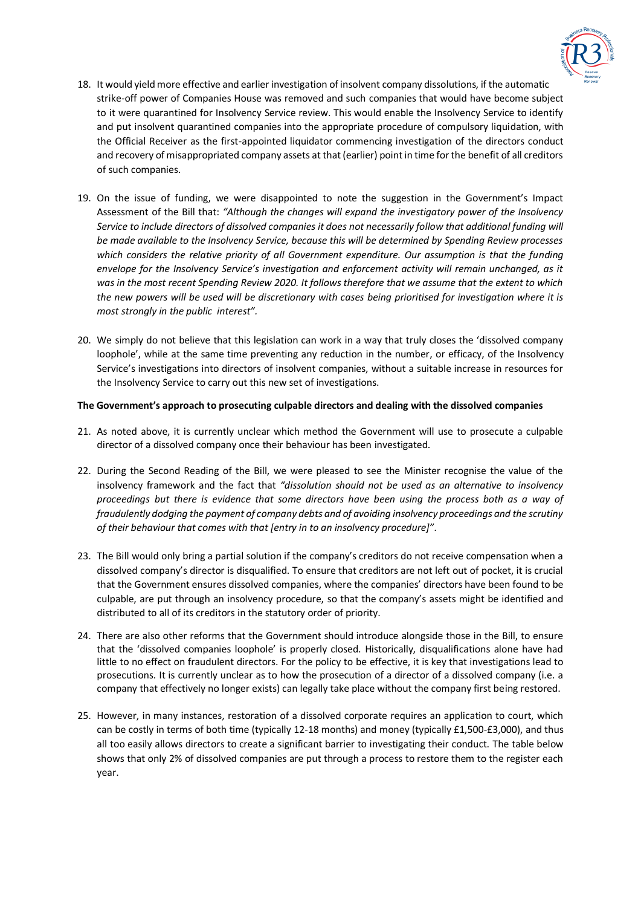18. It would yield more effective and earlier investigation of insolvent company dissolutions, if the automatic strike-off power of Companies House was removed and such companies that would have become subject to it were quarantined for Insolvency Service review. This would enable the Insolvency Service to identify and put insolvent quarantined companies into the appropriate procedure of compulsory liquidation, with the Official Receiver as the first-appointed liquidator commencing investigation of the directors conduct and recovery of misappropriated company assets at that (earlier) point in time for the benefit of all creditors of such companies.

19. On the issue of funding, we were disappointed to note the suggestion in the Government's Impact Assessment of the Bill that: *"Although the changes will expand the investigatory power of the Insolvency Service to include directors of dissolved companies it does not necessarily follow that additional funding will be made available to the Insolvency Service, because this will be determined by Spending Review processes which considers the relative priority of all Government expenditure. Our assumption is that the funding envelope for the Insolvency Service's investigation and enforcement activity will remain unchanged, as it was in the most recent Spending Review 2020. It follows therefore that we assume that the extent to which the new powers will be used will be discretionary with cases being prioritised for investigation where it is most strongly in the public interest".*

20. We simply do not believe that this legislation can work in a way that truly closes the 'dissolved company loophole', while at the same time preventing any reduction in the number, or efficacy, of the Insolvency Service's investigations into directors of insolvent companies, without a suitable increase in resources for the Insolvency Service to carry out this new set of investigations.

**The Government's approach to prosecuting culpable directors and dealing with the dissolved companies**

21. As noted above, it is currently unclear which method the Government will use to prosecute a culpable director of a dissolved company once their behaviour has been investigated.

22. During the Second Reading of the Bill, we were pleased to see the Minister recognise the value of the insolvency framework and the fact that *"dissolution should not be used as an alternative to insolvency proceedings but there is evidence that some directors have been using the process both as a way of fraudulently dodging the payment of company debts and of avoiding insolvency proceedings and the scrutiny of their behaviour that comes with that [entry in to an insolvency procedure]".*

23. The Bill would only bring a partial solution if the company's creditors do not receive compensation when a dissolved company's director is disqualified. To ensure that creditors are not left out of pocket, it is crucial that the Government ensures dissolved companies, where the companies' directors have been found to be culpable, are put through an insolvency procedure, so that the company's assets might be identified and distributed to all of its creditors in the statutory order of priority.

24. There are also other reforms that the Government should introduce alongside those in the Bill, to ensure that the 'dissolved companies loophole' is properly closed. Historically, disqualifications alone have had little to no effect on fraudulent directors. For the policy to be effective, it is key that investigations lead to prosecutions. It is currently unclear as to how the prosecution of a director of a dissolved company (i.e. a company that effectively no longer exists) can legally take place without the company first being restored.

25. However, in many instances, restoration of a dissolved corporate requires an application to court, which can be costly in terms of both time (typically 12-18 months) and money (typically £1,500-£3,000), and thus all too easily allows directors to create a significant barrier to investigating their conduct. The table below shows that only 2% of dissolved companies are put through a process to restore them to the register each year.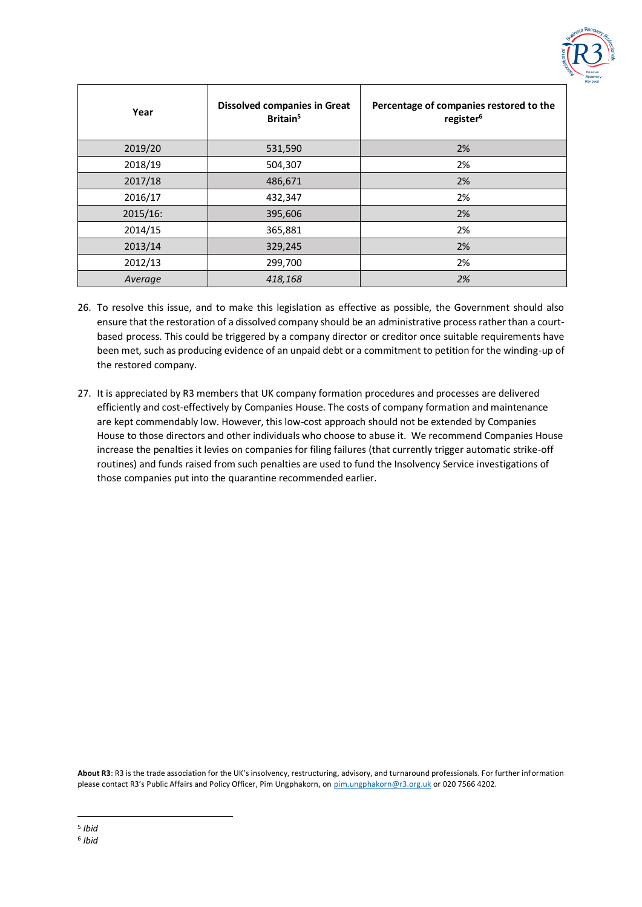| Year | Dissolved companies in Great Britain[5] | Percentage of companies restored to the register[6] |
|---|---|---|
| 2019/20 | 531,590 | 2% |
| 2018/19 | 504,307 | 2% |
| 2017/18 | 486,671 | 2% |
| 2016/17 | 432,347 | 2% |
| 2015/16: | 395,606 | 2% |
| 2014/15 | 365,881 | 2% |
| 2013/14 | 329,245 | 2% |
| 2012/13 | 299,700 | 2% |
| *Average* | *418,168* | *2%* |

26. To resolve this issue, and to make this legislation as effective as possible, the Government should also ensure that the restoration of a dissolved company should be an administrative process rather than a court-based process. This could be triggered by a company director or creditor once suitable requirements have been met, such as producing evidence of an unpaid debt or a commitment to petition for the winding-up of the restored company.

27. It is appreciated by R3 members that UK company formation procedures and processes are delivered efficiently and cost-effectively by Companies House. The costs of company formation and maintenance are kept commendably low. However, this low-cost approach should not be extended by Companies House to those directors and other individuals who choose to abuse it. We recommend Companies House increase the penalties it levies on companies for filing failures (that currently trigger automatic strike-off routines) and funds raised from such penalties are used to fund the Insolvency Service investigations of those companies put into the quarantine recommended earlier.

**About R3**: R3 is the trade association for the UK's insolvency, restructuring, advisory, and turnaround professionals. For further information please contact R3's Public Affairs and Policy Officer, Pim Ungphakorn, on pim.ungphakorn@r3.org.uk or 020 7566 4202.

[5] *Ibid*

[6] *Ibid*